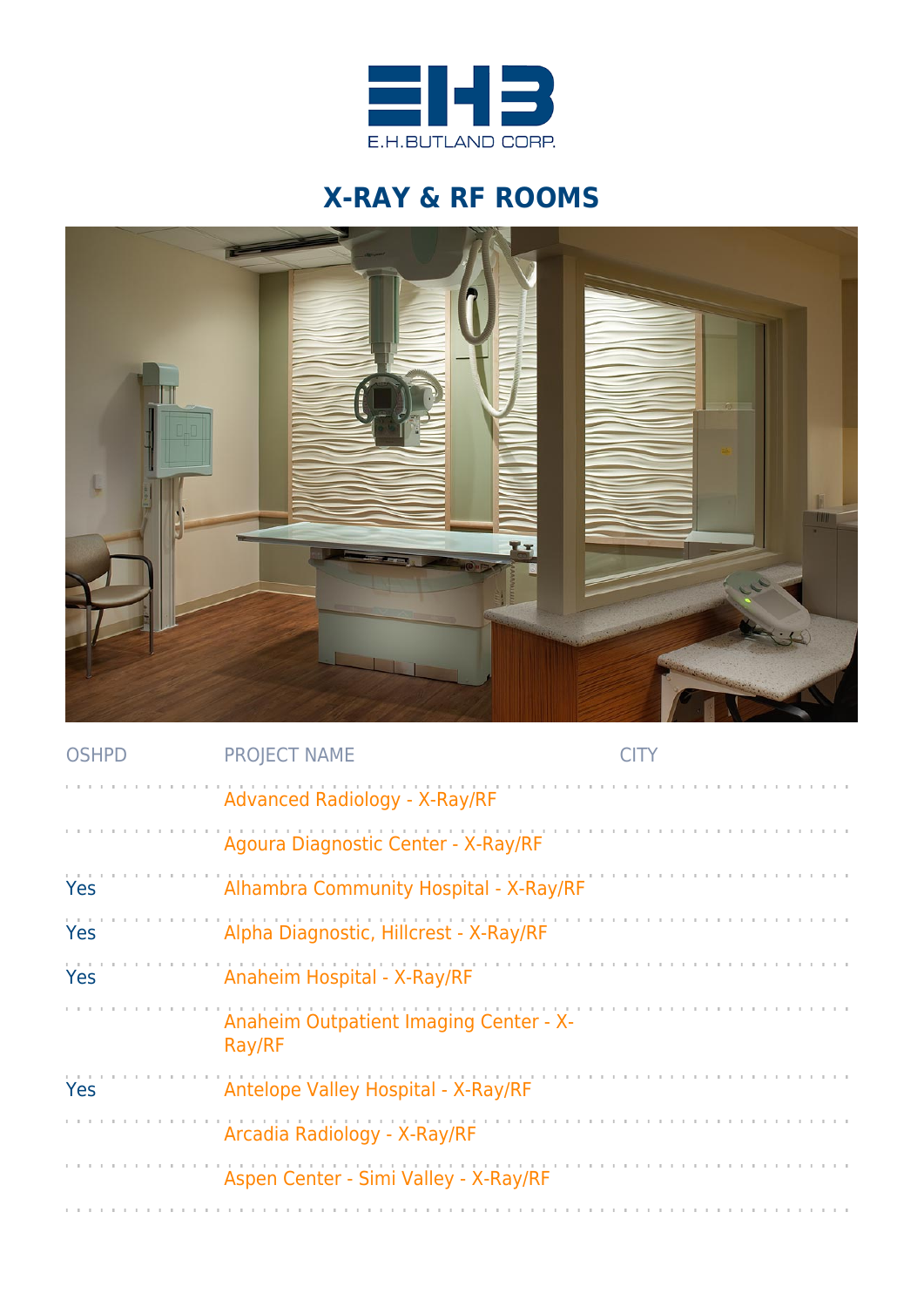E.H.BUTLAND CORP.

# X-RAY & RF ROOMS

| OSHPD | PROJECT NAME | CITY |
|---|---|---|
| | Advanced Radiology - X-Ray/RF | |
| | Agoura Diagnostic Center - X-Ray/RF | |
| Yes | Alhambra Community Hospital - X-Ray/RF | |
| Yes | Alpha Diagnostic, Hillcrest - X-Ray/RF | |
| Yes | Anaheim Hospital - X-Ray/RF | |
| | Anaheim Outpatient Imaging Center - X-Ray/RF | |
| Yes | Antelope Valley Hospital - X-Ray/RF | |
| | Arcadia Radiology - X-Ray/RF | |
| | Aspen Center - Simi Valley - X-Ray/RF | |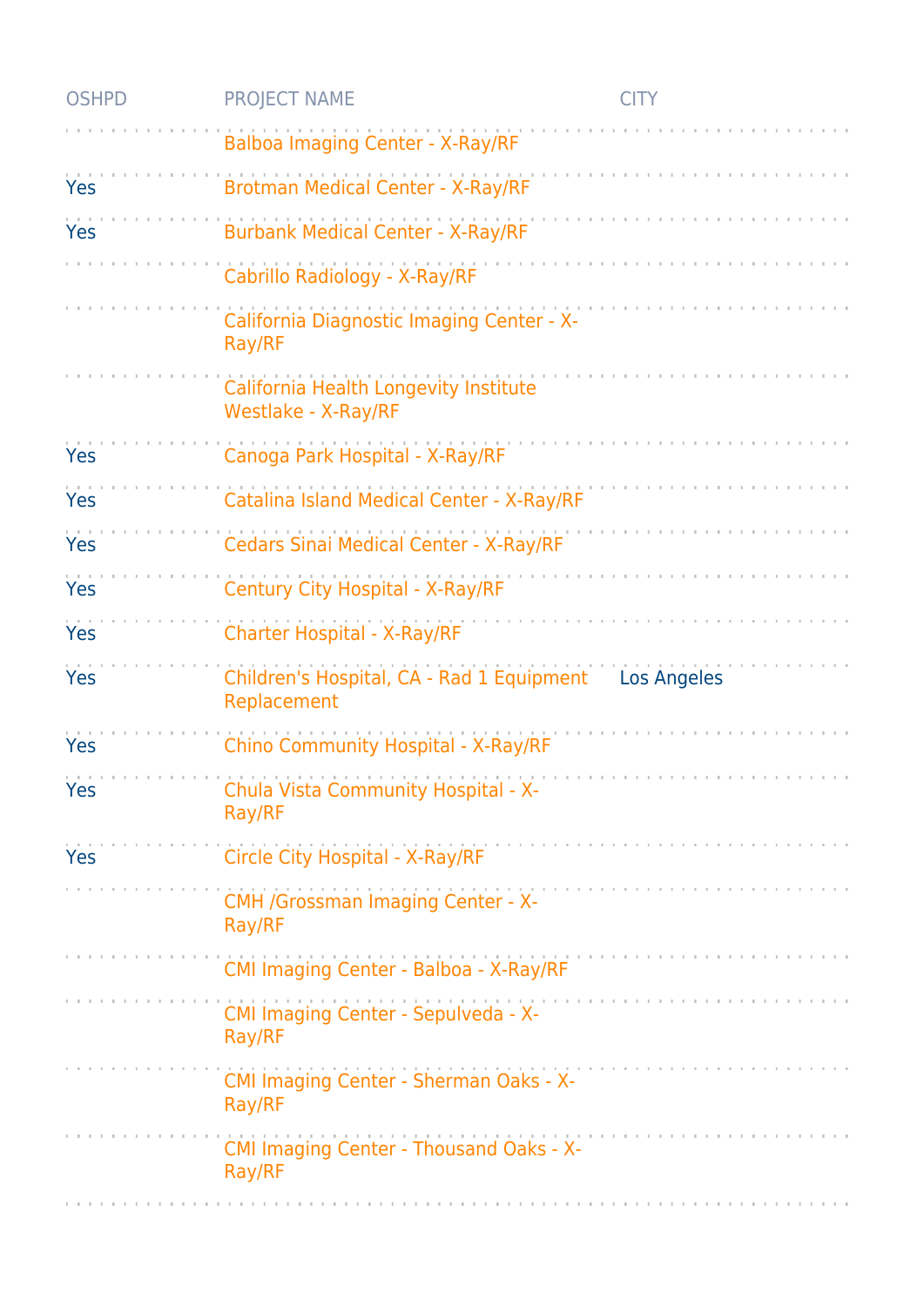| OSHPD | PROJECT NAME | CITY |
|---|---|---|
| | Balboa Imaging Center - X-Ray/RF | |
| Yes | Brotman Medical Center - X-Ray/RF | |
| Yes | Burbank Medical Center - X-Ray/RF | |
| | Cabrillo Radiology - X-Ray/RF | |
| | California Diagnostic Imaging Center - X-Ray/RF | |
| | California Health Longevity Institute Westlake - X-Ray/RF | |
| Yes | Canoga Park Hospital - X-Ray/RF | |
| Yes | Catalina Island Medical Center - X-Ray/RF | |
| Yes | Cedars Sinai Medical Center - X-Ray/RF | |
| Yes | Century City Hospital - X-Ray/RF | |
| Yes | Charter Hospital - X-Ray/RF | |
| Yes | Children's Hospital, CA - Rad 1 Equipment Replacement | Los Angeles |
| Yes | Chino Community Hospital - X-Ray/RF | |
| Yes | Chula Vista Community Hospital - X-Ray/RF | |
| Yes | Circle City Hospital - X-Ray/RF | |
| | CMH /Grossman Imaging Center - X-Ray/RF | |
| | CMI Imaging Center - Balboa - X-Ray/RF | |
| | CMI Imaging Center - Sepulveda - X-Ray/RF | |
| | CMI Imaging Center - Sherman Oaks - X-Ray/RF | |
| | CMI Imaging Center - Thousand Oaks - X-Ray/RF | |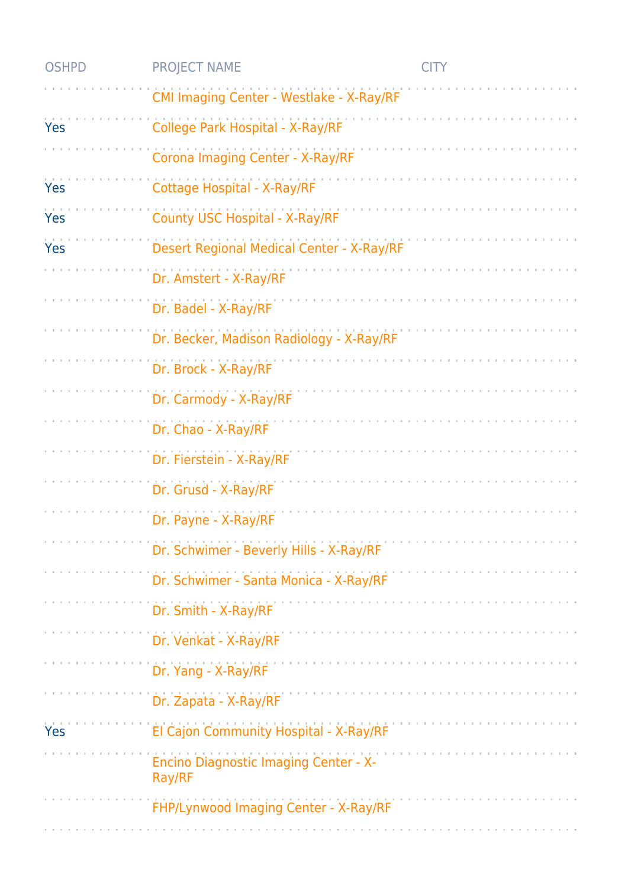| OSHPD | PROJECT NAME | CITY |
|---|---|---|
| | CMI Imaging Center - Westlake - X-Ray/RF | |
| Yes | College Park Hospital - X-Ray/RF | |
| | Corona Imaging Center - X-Ray/RF | |
| Yes | Cottage Hospital - X-Ray/RF | |
| Yes | County USC Hospital - X-Ray/RF | |
| Yes | Desert Regional Medical Center - X-Ray/RF | |
| | Dr. Amstert - X-Ray/RF | |
| | Dr. Badel - X-Ray/RF | |
| | Dr. Becker, Madison Radiology - X-Ray/RF | |
| | Dr. Brock - X-Ray/RF | |
| | Dr. Carmody - X-Ray/RF | |
| | Dr. Chao - X-Ray/RF | |
| | Dr. Fierstein - X-Ray/RF | |
| | Dr. Grusd - X-Ray/RF | |
| | Dr. Payne - X-Ray/RF | |
| | Dr. Schwimer - Beverly Hills - X-Ray/RF | |
| | Dr. Schwimer - Santa Monica - X-Ray/RF | |
| | Dr. Smith - X-Ray/RF | |
| | Dr. Venkat - X-Ray/RF | |
| | Dr. Yang - X-Ray/RF | |
| | Dr. Zapata - X-Ray/RF | |
| Yes | El Cajon Community Hospital - X-Ray/RF | |
| | Encino Diagnostic Imaging Center - X-Ray/RF | |
| | FHP/Lynwood Imaging Center - X-Ray/RF | |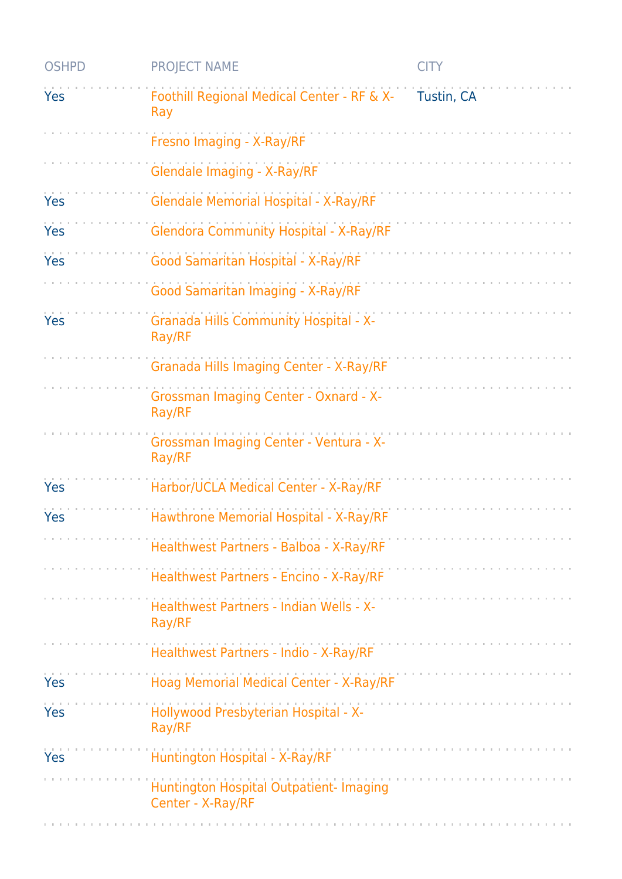| OSHPD | PROJECT NAME | CITY |
|---|---|---|
| Yes | Foothill Regional Medical Center - RF & X-Ray | Tustin, CA |
| | Fresno Imaging - X-Ray/RF | |
| | Glendale Imaging - X-Ray/RF | |
| Yes | Glendale Memorial Hospital - X-Ray/RF | |
| Yes | Glendora Community Hospital - X-Ray/RF | |
| Yes | Good Samaritan Hospital - X-Ray/RF | |
| | Good Samaritan Imaging - X-Ray/RF | |
| Yes | Granada Hills Community Hospital - X-Ray/RF | |
| | Granada Hills Imaging Center - X-Ray/RF | |
| | Grossman Imaging Center - Oxnard - X-Ray/RF | |
| | Grossman Imaging Center - Ventura - X-Ray/RF | |
| Yes | Harbor/UCLA Medical Center - X-Ray/RF | |
| Yes | Hawthrone Memorial Hospital - X-Ray/RF | |
| | Healthwest Partners - Balboa - X-Ray/RF | |
| | Healthwest Partners - Encino - X-Ray/RF | |
| | Healthwest Partners - Indian Wells - X-Ray/RF | |
| | Healthwest Partners - Indio - X-Ray/RF | |
| Yes | Hoag Memorial Medical Center - X-Ray/RF | |
| Yes | Hollywood Presbyterian Hospital - X-Ray/RF | |
| Yes | Huntington Hospital - X-Ray/RF | |
| | Huntington Hospital Outpatient- Imaging Center - X-Ray/RF | |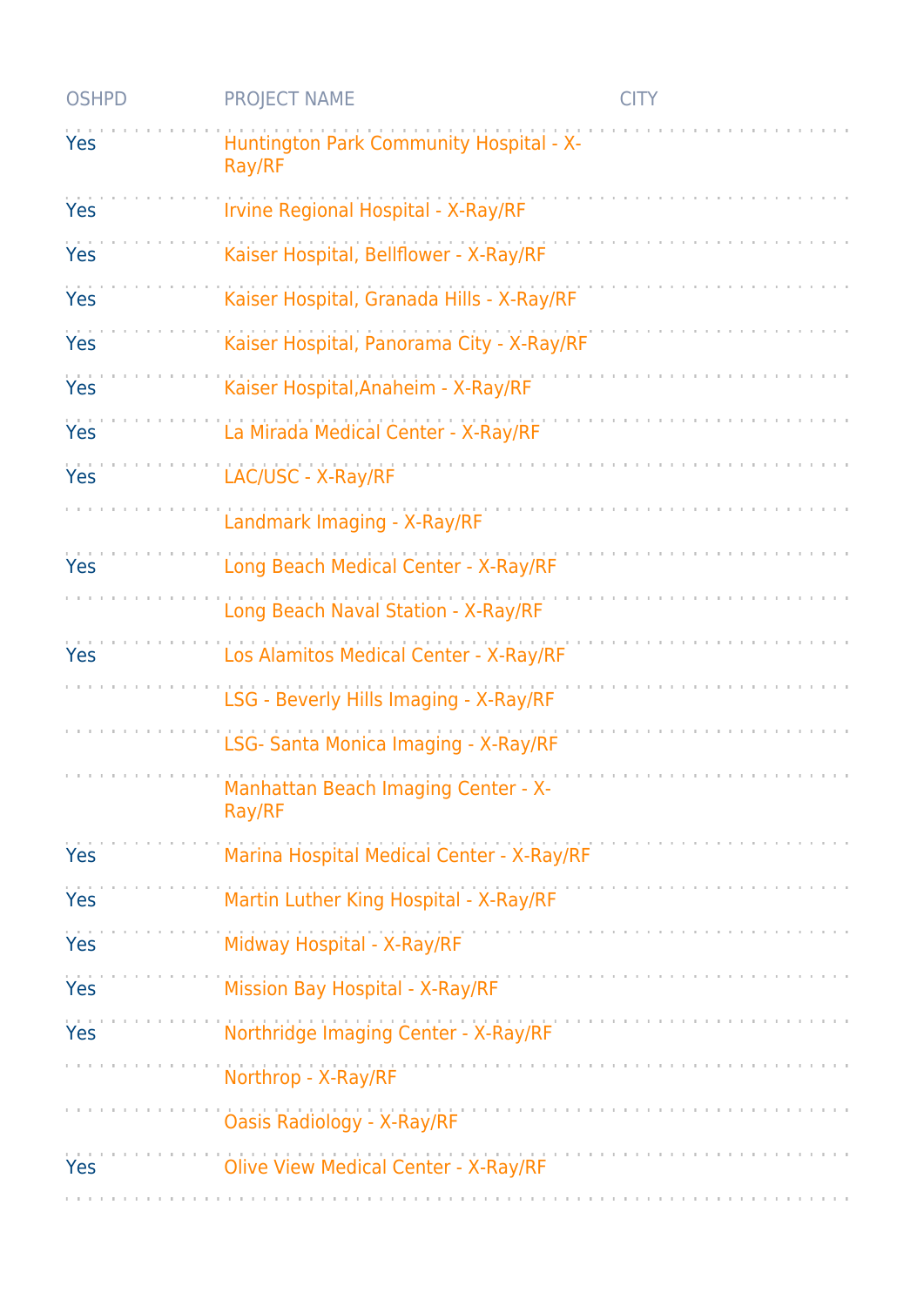| OSHPD | PROJECT NAME | CITY |
| --- | --- | --- |
| Yes | Huntington Park Community Hospital - X-Ray/RF | |
| Yes | Irvine Regional Hospital - X-Ray/RF | |
| Yes | Kaiser Hospital, Bellflower - X-Ray/RF | |
| Yes | Kaiser Hospital, Granada Hills - X-Ray/RF | |
| Yes | Kaiser Hospital, Panorama City - X-Ray/RF | |
| Yes | Kaiser Hospital,Anaheim - X-Ray/RF | |
| Yes | La Mirada Medical Center - X-Ray/RF | |
| Yes | LAC/USC - X-Ray/RF | |
| | Landmark Imaging - X-Ray/RF | |
| Yes | Long Beach Medical Center - X-Ray/RF | |
| | Long Beach Naval Station - X-Ray/RF | |
| Yes | Los Alamitos Medical Center - X-Ray/RF | |
| | LSG - Beverly Hills Imaging - X-Ray/RF | |
| | LSG- Santa Monica Imaging - X-Ray/RF | |
| | Manhattan Beach Imaging Center - X-Ray/RF | |
| Yes | Marina Hospital Medical Center - X-Ray/RF | |
| Yes | Martin Luther King Hospital - X-Ray/RF | |
| Yes | Midway Hospital - X-Ray/RF | |
| Yes | Mission Bay Hospital - X-Ray/RF | |
| Yes | Northridge Imaging Center - X-Ray/RF | |
| | Northrop - X-Ray/RF | |
| | Oasis Radiology - X-Ray/RF | |
| Yes | Olive View Medical Center - X-Ray/RF | |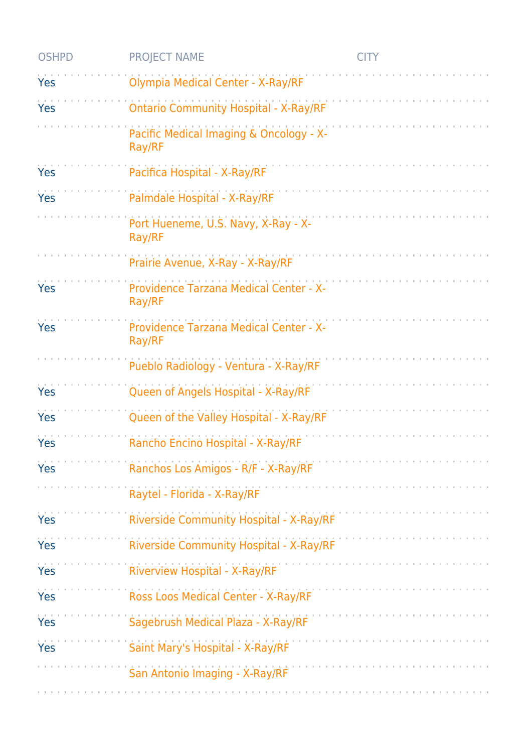| OSHPD | PROJECT NAME | CITY |
| --- | --- | --- |
| Yes | Olympia Medical Center - X-Ray/RF | |
| Yes | Ontario Community Hospital - X-Ray/RF | |
| | Pacific Medical Imaging & Oncology - X-Ray/RF | |
| Yes | Pacifica Hospital - X-Ray/RF | |
| Yes | Palmdale Hospital - X-Ray/RF | |
| | Port Hueneme, U.S. Navy, X-Ray - X-Ray/RF | |
| | Prairie Avenue, X-Ray - X-Ray/RF | |
| Yes | Providence Tarzana Medical Center - X-Ray/RF | |
| Yes | Providence Tarzana Medical Center - X-Ray/RF | |
| | Pueblo Radiology - Ventura - X-Ray/RF | |
| Yes | Queen of Angels Hospital - X-Ray/RF | |
| Yes | Queen of the Valley Hospital - X-Ray/RF | |
| Yes | Rancho Encino Hospital - X-Ray/RF | |
| Yes | Ranchos Los Amigos - R/F - X-Ray/RF | |
| | Raytel - Florida - X-Ray/RF | |
| Yes | Riverside Community Hospital - X-Ray/RF | |
| Yes | Riverside Community Hospital - X-Ray/RF | |
| Yes | Riverview Hospital - X-Ray/RF | |
| Yes | Ross Loos Medical Center - X-Ray/RF | |
| Yes | Sagebrush Medical Plaza - X-Ray/RF | |
| Yes | Saint Mary's Hospital - X-Ray/RF | |
| | San Antonio Imaging - X-Ray/RF | |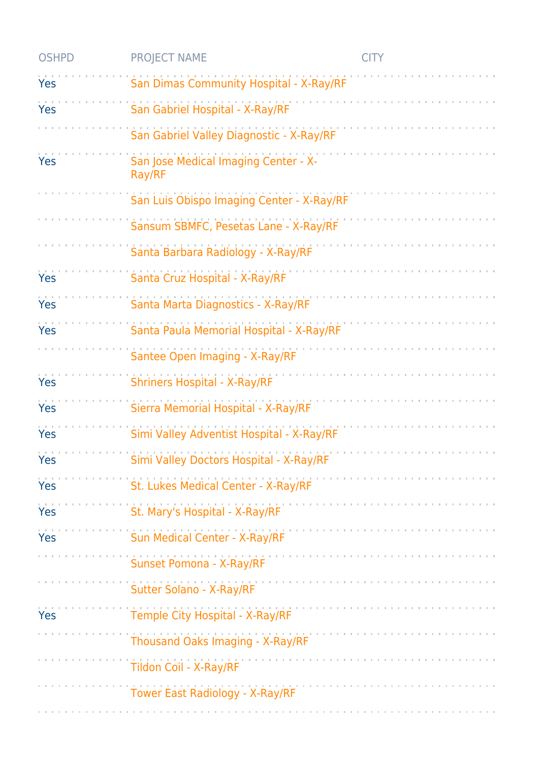| OSHPD | PROJECT NAME | CITY |
|---|---|---|
| Yes | San Dimas Community Hospital - X-Ray/RF | |
| Yes | San Gabriel Hospital - X-Ray/RF | |
| | San Gabriel Valley Diagnostic - X-Ray/RF | |
| Yes | San Jose Medical Imaging Center - X-Ray/RF | |
| | San Luis Obispo Imaging Center - X-Ray/RF | |
| | Sansum SBMFC, Pesetas Lane - X-Ray/RF | |
| | Santa Barbara Radiology - X-Ray/RF | |
| Yes | Santa Cruz Hospital - X-Ray/RF | |
| Yes | Santa Marta Diagnostics - X-Ray/RF | |
| Yes | Santa Paula Memorial Hospital - X-Ray/RF | |
| | Santee Open Imaging - X-Ray/RF | |
| Yes | Shriners Hospital - X-Ray/RF | |
| Yes | Sierra Memorial Hospital - X-Ray/RF | |
| Yes | Simi Valley Adventist Hospital - X-Ray/RF | |
| Yes | Simi Valley Doctors Hospital - X-Ray/RF | |
| Yes | St. Lukes Medical Center - X-Ray/RF | |
| Yes | St. Mary's Hospital - X-Ray/RF | |
| Yes | Sun Medical Center - X-Ray/RF | |
| | Sunset Pomona - X-Ray/RF | |
| | Sutter Solano - X-Ray/RF | |
| Yes | Temple City Hospital - X-Ray/RF | |
| | Thousand Oaks Imaging - X-Ray/RF | |
| | Tildon Coil - X-Ray/RF | |
| | Tower East Radiology - X-Ray/RF | |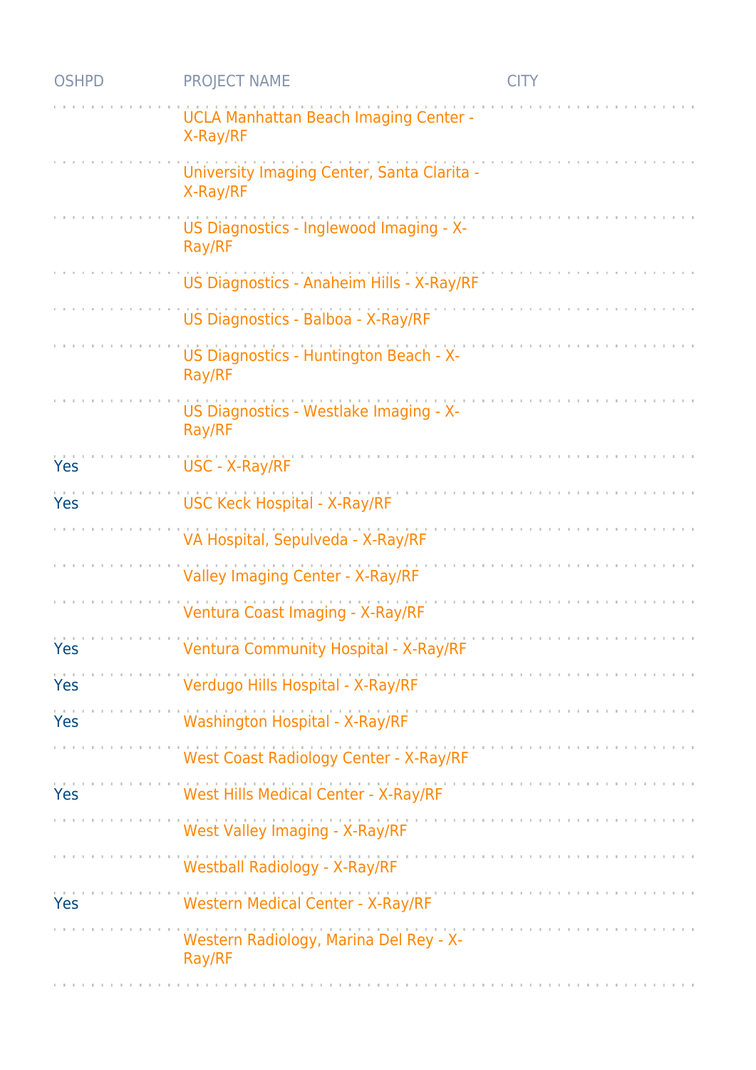| OSHPD | PROJECT NAME | CITY |
| --- | --- | --- |
| | UCLA Manhattan Beach Imaging Center - X-Ray/RF | |
| | University Imaging Center, Santa Clarita - X-Ray/RF | |
| | US Diagnostics - Inglewood Imaging - X-Ray/RF | |
| | US Diagnostics - Anaheim Hills - X-Ray/RF | |
| | US Diagnostics - Balboa - X-Ray/RF | |
| | US Diagnostics - Huntington Beach - X-Ray/RF | |
| | US Diagnostics - Westlake Imaging - X-Ray/RF | |
| Yes | USC - X-Ray/RF | |
| Yes | USC Keck Hospital - X-Ray/RF | |
| | VA Hospital, Sepulveda - X-Ray/RF | |
| | Valley Imaging Center - X-Ray/RF | |
| | Ventura Coast Imaging - X-Ray/RF | |
| Yes | Ventura Community Hospital - X-Ray/RF | |
| Yes | Verdugo Hills Hospital - X-Ray/RF | |
| Yes | Washington Hospital - X-Ray/RF | |
| | West Coast Radiology Center - X-Ray/RF | |
| Yes | West Hills Medical Center - X-Ray/RF | |
| | West Valley Imaging - X-Ray/RF | |
| | Westball Radiology - X-Ray/RF | |
| Yes | Western Medical Center - X-Ray/RF | |
| | Western Radiology, Marina Del Rey - X-Ray/RF | |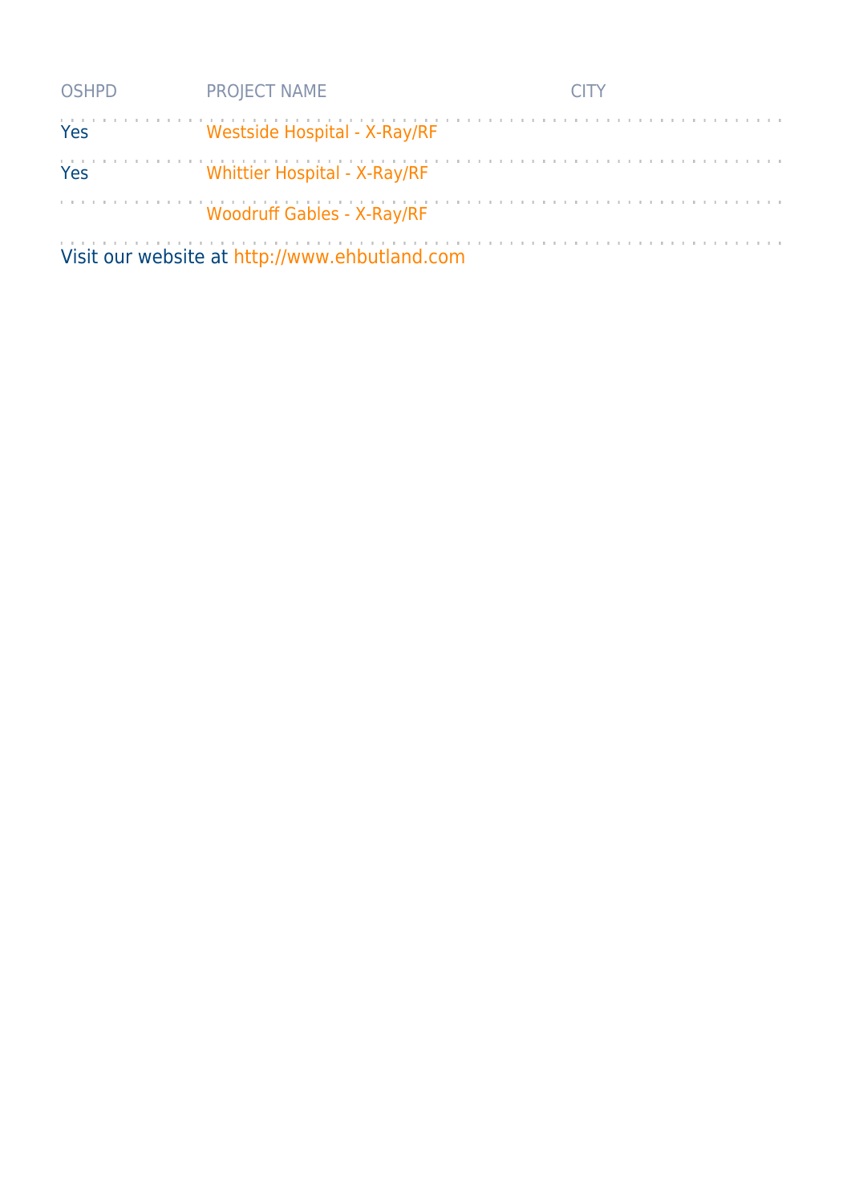| OSHPD | PROJECT NAME | CITY |
|---|---|---|
| Yes | Westside Hospital - X-Ray/RF | |
| Yes | Whittier Hospital - X-Ray/RF | |
| | Woodruff Gables - X-Ray/RF | |

Visit our website at http://www.ehbutland.com